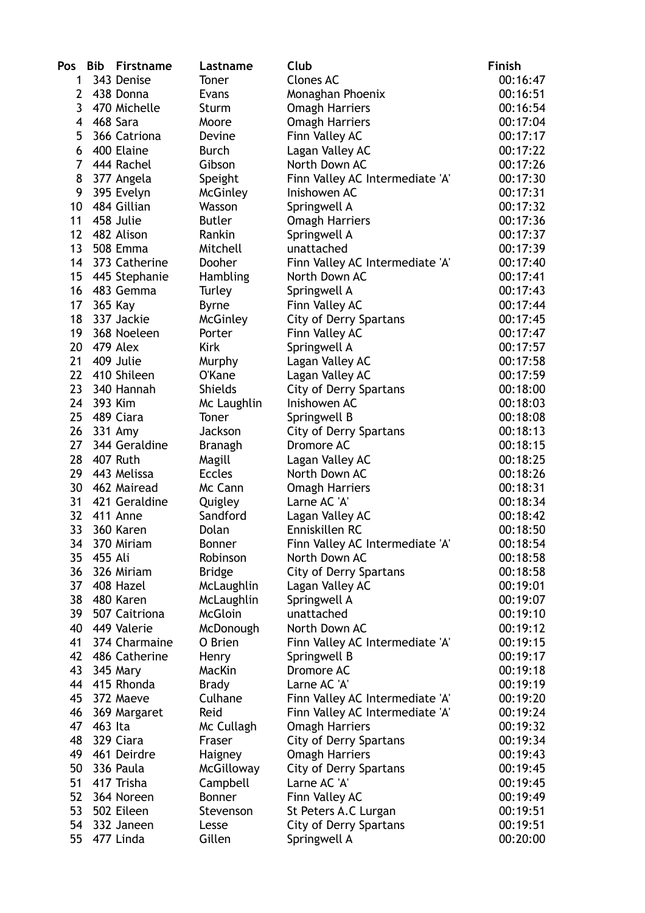| Pos | Bib | Firstname | Lastname | Club | Finish |
|---|---|---|---|---|---|
| 1 | 343 | Denise | Toner | Clones AC | 00:16:47 |
| 2 | 438 | Donna | Evans | Monaghan Phoenix | 00:16:51 |
| 3 | 470 | Michelle | Sturm | Omagh Harriers | 00:16:54 |
| 4 | 468 | Sara | Moore | Omagh Harriers | 00:17:04 |
| 5 | 366 | Catriona | Devine | Finn Valley AC | 00:17:17 |
| 6 | 400 | Elaine | Burch | Lagan Valley AC | 00:17:22 |
| 7 | 444 | Rachel | Gibson | North Down AC | 00:17:26 |
| 8 | 377 | Angela | Speight | Finn Valley AC Intermediate 'A' | 00:17:30 |
| 9 | 395 | Evelyn | McGinley | Inishowen AC | 00:17:31 |
| 10 | 484 | Gillian | Wasson | Springwell A | 00:17:32 |
| 11 | 458 | Julie | Butler | Omagh Harriers | 00:17:36 |
| 12 | 482 | Alison | Rankin | Springwell A | 00:17:37 |
| 13 | 508 | Emma | Mitchell | unattached | 00:17:39 |
| 14 | 373 | Catherine | Dooher | Finn Valley AC Intermediate 'A' | 00:17:40 |
| 15 | 445 | Stephanie | Hambling | North Down AC | 00:17:41 |
| 16 | 483 | Gemma | Turley | Springwell A | 00:17:43 |
| 17 | 365 | Kay | Byrne | Finn Valley AC | 00:17:44 |
| 18 | 337 | Jackie | McGinley | City of Derry Spartans | 00:17:45 |
| 19 | 368 | Noeleen | Porter | Finn Valley AC | 00:17:47 |
| 20 | 479 | Alex | Kirk | Springwell A | 00:17:57 |
| 21 | 409 | Julie | Murphy | Lagan Valley AC | 00:17:58 |
| 22 | 410 | Shileen | O'Kane | Lagan Valley AC | 00:17:59 |
| 23 | 340 | Hannah | Shields | City of Derry Spartans | 00:18:00 |
| 24 | 393 | Kim | Mc Laughlin | Inishowen AC | 00:18:03 |
| 25 | 489 | Ciara | Toner | Springwell B | 00:18:08 |
| 26 | 331 | Amy | Jackson | City of Derry Spartans | 00:18:13 |
| 27 | 344 | Geraldine | Branagh | Dromore AC | 00:18:15 |
| 28 | 407 | Ruth | Magill | Lagan Valley AC | 00:18:25 |
| 29 | 443 | Melissa | Eccles | North Down AC | 00:18:26 |
| 30 | 462 | Mairead | Mc Cann | Omagh Harriers | 00:18:31 |
| 31 | 421 | Geraldine | Quigley | Larne AC 'A' | 00:18:34 |
| 32 | 411 | Anne | Sandford | Lagan Valley AC | 00:18:42 |
| 33 | 360 | Karen | Dolan | Enniskillen RC | 00:18:50 |
| 34 | 370 | Miriam | Bonner | Finn Valley AC Intermediate 'A' | 00:18:54 |
| 35 | 455 | Ali | Robinson | North Down AC | 00:18:58 |
| 36 | 326 | Miriam | Bridge | City of Derry Spartans | 00:18:58 |
| 37 | 408 | Hazel | McLaughlin | Lagan Valley AC | 00:19:01 |
| 38 | 480 | Karen | McLaughlin | Springwell A | 00:19:07 |
| 39 | 507 | Caitriona | McGloin | unattached | 00:19:10 |
| 40 | 449 | Valerie | McDonough | North Down AC | 00:19:12 |
| 41 | 374 | Charmaine | O Brien | Finn Valley AC Intermediate 'A' | 00:19:15 |
| 42 | 486 | Catherine | Henry | Springwell B | 00:19:17 |
| 43 | 345 | Mary | MacKin | Dromore AC | 00:19:18 |
| 44 | 415 | Rhonda | Brady | Larne AC 'A' | 00:19:19 |
| 45 | 372 | Maeve | Culhane | Finn Valley AC Intermediate 'A' | 00:19:20 |
| 46 | 369 | Margaret | Reid | Finn Valley AC Intermediate 'A' | 00:19:24 |
| 47 | 463 | Ita | Mc Cullagh | Omagh Harriers | 00:19:32 |
| 48 | 329 | Ciara | Fraser | City of Derry Spartans | 00:19:34 |
| 49 | 461 | Deirdre | Haigney | Omagh Harriers | 00:19:43 |
| 50 | 336 | Paula | McGilloway | City of Derry Spartans | 00:19:45 |
| 51 | 417 | Trisha | Campbell | Larne AC 'A' | 00:19:45 |
| 52 | 364 | Noreen | Bonner | Finn Valley AC | 00:19:49 |
| 53 | 502 | Eileen | Stevenson | St Peters A.C Lurgan | 00:19:51 |
| 54 | 332 | Janeen | Lesse | City of Derry Spartans | 00:19:51 |
| 55 | 477 | Linda | Gillen | Springwell A | 00:20:00 |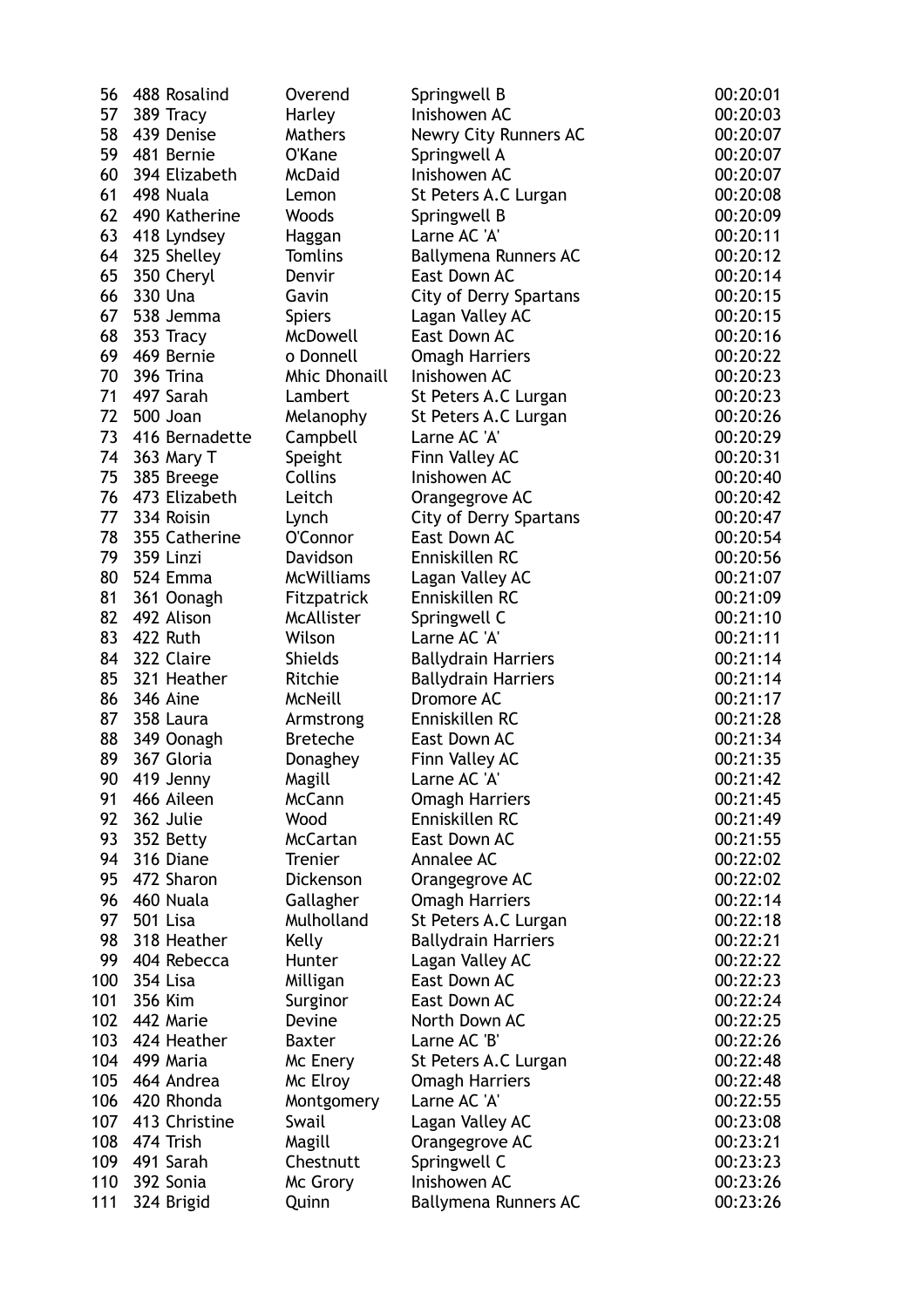| | | | | |
|---|---|---|---|---|
| 56 | 488 Rosalind | Overend | Springwell B | 00:20:01 |
| 57 | 389 Tracy | Harley | Inishowen AC | 00:20:03 |
| 58 | 439 Denise | Mathers | Newry City Runners AC | 00:20:07 |
| 59 | 481 Bernie | O'Kane | Springwell A | 00:20:07 |
| 60 | 394 Elizabeth | McDaid | Inishowen AC | 00:20:07 |
| 61 | 498 Nuala | Lemon | St Peters A.C Lurgan | 00:20:08 |
| 62 | 490 Katherine | Woods | Springwell B | 00:20:09 |
| 63 | 418 Lyndsey | Haggan | Larne AC 'A' | 00:20:11 |
| 64 | 325 Shelley | Tomlins | Ballymena Runners AC | 00:20:12 |
| 65 | 350 Cheryl | Denvir | East Down AC | 00:20:14 |
| 66 | 330 Una | Gavin | City of Derry Spartans | 00:20:15 |
| 67 | 538 Jemma | Spiers | Lagan Valley AC | 00:20:15 |
| 68 | 353 Tracy | McDowell | East Down AC | 00:20:16 |
| 69 | 469 Bernie | o Donnell | Omagh Harriers | 00:20:22 |
| 70 | 396 Trina | Mhic Dhonaill | Inishowen AC | 00:20:23 |
| 71 | 497 Sarah | Lambert | St Peters A.C Lurgan | 00:20:23 |
| 72 | 500 Joan | Melanophy | St Peters A.C Lurgan | 00:20:26 |
| 73 | 416 Bernadette | Campbell | Larne AC 'A' | 00:20:29 |
| 74 | 363 Mary T | Speight | Finn Valley AC | 00:20:31 |
| 75 | 385 Breege | Collins | Inishowen AC | 00:20:40 |
| 76 | 473 Elizabeth | Leitch | Orangegrove AC | 00:20:42 |
| 77 | 334 Roisin | Lynch | City of Derry Spartans | 00:20:47 |
| 78 | 355 Catherine | O'Connor | East Down AC | 00:20:54 |
| 79 | 359 Linzi | Davidson | Enniskillen RC | 00:20:56 |
| 80 | 524 Emma | McWilliams | Lagan Valley AC | 00:21:07 |
| 81 | 361 Oonagh | Fitzpatrick | Enniskillen RC | 00:21:09 |
| 82 | 492 Alison | McAllister | Springwell C | 00:21:10 |
| 83 | 422 Ruth | Wilson | Larne AC 'A' | 00:21:11 |
| 84 | 322 Claire | Shields | Ballydrain Harriers | 00:21:14 |
| 85 | 321 Heather | Ritchie | Ballydrain Harriers | 00:21:14 |
| 86 | 346 Aine | McNeill | Dromore AC | 00:21:17 |
| 87 | 358 Laura | Armstrong | Enniskillen RC | 00:21:28 |
| 88 | 349 Oonagh | Breteche | East Down AC | 00:21:34 |
| 89 | 367 Gloria | Donaghey | Finn Valley AC | 00:21:35 |
| 90 | 419 Jenny | Magill | Larne AC 'A' | 00:21:42 |
| 91 | 466 Aileen | McCann | Omagh Harriers | 00:21:45 |
| 92 | 362 Julie | Wood | Enniskillen RC | 00:21:49 |
| 93 | 352 Betty | McCartan | East Down AC | 00:21:55 |
| 94 | 316 Diane | Trenier | Annalee AC | 00:22:02 |
| 95 | 472 Sharon | Dickenson | Orangegrove AC | 00:22:02 |
| 96 | 460 Nuala | Gallagher | Omagh Harriers | 00:22:14 |
| 97 | 501 Lisa | Mulholland | St Peters A.C Lurgan | 00:22:18 |
| 98 | 318 Heather | Kelly | Ballydrain Harriers | 00:22:21 |
| 99 | 404 Rebecca | Hunter | Lagan Valley AC | 00:22:22 |
| 100 | 354 Lisa | Milligan | East Down AC | 00:22:23 |
| 101 | 356 Kim | Surginor | East Down AC | 00:22:24 |
| 102 | 442 Marie | Devine | North Down AC | 00:22:25 |
| 103 | 424 Heather | Baxter | Larne AC 'B' | 00:22:26 |
| 104 | 499 Maria | Mc Enery | St Peters A.C Lurgan | 00:22:48 |
| 105 | 464 Andrea | Mc Elroy | Omagh Harriers | 00:22:48 |
| 106 | 420 Rhonda | Montgomery | Larne AC 'A' | 00:22:55 |
| 107 | 413 Christine | Swail | Lagan Valley AC | 00:23:08 |
| 108 | 474 Trish | Magill | Orangegrove AC | 00:23:21 |
| 109 | 491 Sarah | Chestnutt | Springwell C | 00:23:23 |
| 110 | 392 Sonia | Mc Grory | Inishowen AC | 00:23:26 |
| 111 | 324 Brigid | Quinn | Ballymena Runners AC | 00:23:26 |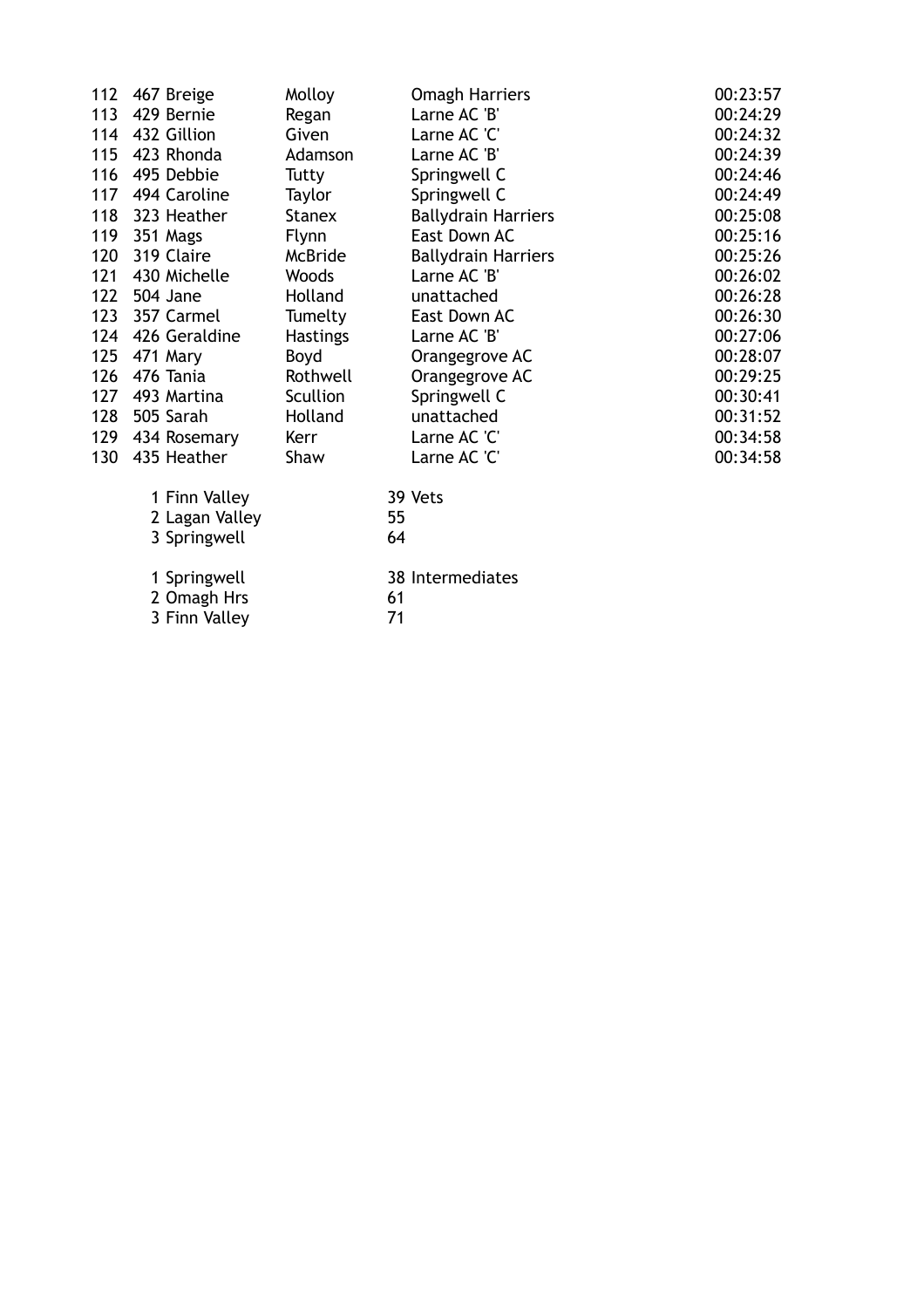| | | | | |
|---|---|---|---|---|
| 112 | 467 Breige | Molloy | Omagh Harriers | 00:23:57 |
| 113 | 429 Bernie | Regan | Larne AC 'B' | 00:24:29 |
| 114 | 432 Gillion | Given | Larne AC 'C' | 00:24:32 |
| 115 | 423 Rhonda | Adamson | Larne AC 'B' | 00:24:39 |
| 116 | 495 Debbie | Tutty | Springwell C | 00:24:46 |
| 117 | 494 Caroline | Taylor | Springwell C | 00:24:49 |
| 118 | 323 Heather | Stanex | Ballydrain Harriers | 00:25:08 |
| 119 | 351 Mags | Flynn | East Down AC | 00:25:16 |
| 120 | 319 Claire | McBride | Ballydrain Harriers | 00:25:26 |
| 121 | 430 Michelle | Woods | Larne AC 'B' | 00:26:02 |
| 122 | 504 Jane | Holland | unattached | 00:26:28 |
| 123 | 357 Carmel | Tumelty | East Down AC | 00:26:30 |
| 124 | 426 Geraldine | Hastings | Larne AC 'B' | 00:27:06 |
| 125 | 471 Mary | Boyd | Orangegrove AC | 00:28:07 |
| 126 | 476 Tania | Rothwell | Orangegrove AC | 00:29:25 |
| 127 | 493 Martina | Scullion | Springwell C | 00:30:41 |
| 128 | 505 Sarah | Holland | unattached | 00:31:52 |
| 129 | 434 Rosemary | Kerr | Larne AC 'C' | 00:34:58 |
| 130 | 435 Heather | Shaw | Larne AC 'C' | 00:34:58 |

| | | |
|---|---|---|
| 1 Finn Valley | 39 | Vets |
| 2 Lagan Valley | 55 | |
| 3 Springwell | 64 | |

| | | |
|---|---|---|
| 1 Springwell | 38 | Intermediates |
| 2 Omagh Hrs | 61 | |
| 3 Finn Valley | 71 | |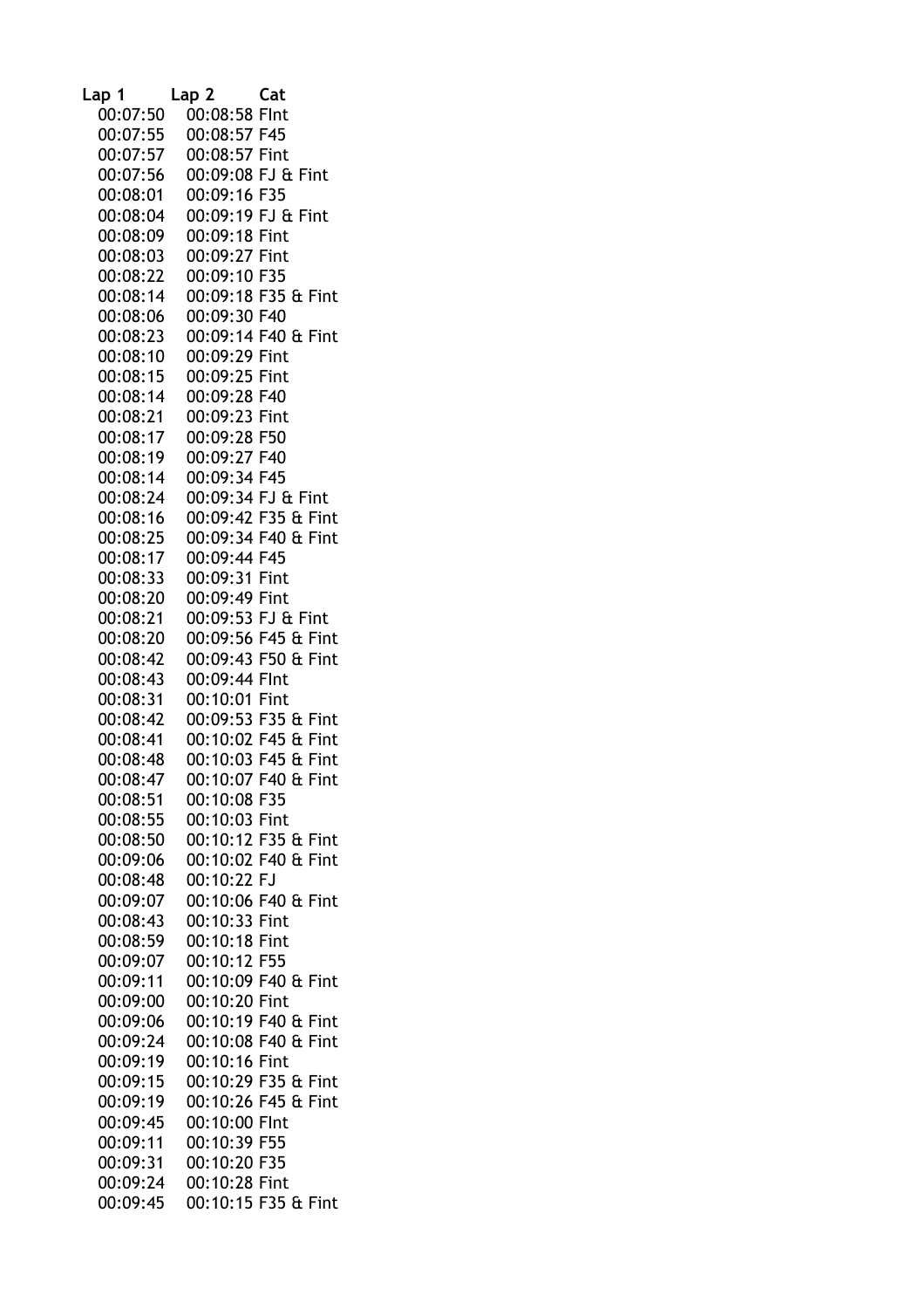| Lap 1 | Lap 2 | Cat |
|---|---|---|
| 00:07:50 | 00:08:58 | FInt |
| 00:07:55 | 00:08:57 | F45 |
| 00:07:57 | 00:08:57 | Fint |
| 00:07:56 | 00:09:08 | FJ & Fint |
| 00:08:01 | 00:09:16 | F35 |
| 00:08:04 | 00:09:19 | FJ & Fint |
| 00:08:09 | 00:09:18 | Fint |
| 00:08:03 | 00:09:27 | Fint |
| 00:08:22 | 00:09:10 | F35 |
| 00:08:14 | 00:09:18 | F35 & Fint |
| 00:08:06 | 00:09:30 | F40 |
| 00:08:23 | 00:09:14 | F40 & Fint |
| 00:08:10 | 00:09:29 | Fint |
| 00:08:15 | 00:09:25 | Fint |
| 00:08:14 | 00:09:28 | F40 |
| 00:08:21 | 00:09:23 | Fint |
| 00:08:17 | 00:09:28 | F50 |
| 00:08:19 | 00:09:27 | F40 |
| 00:08:14 | 00:09:34 | F45 |
| 00:08:24 | 00:09:34 | FJ & Fint |
| 00:08:16 | 00:09:42 | F35 & Fint |
| 00:08:25 | 00:09:34 | F40 & Fint |
| 00:08:17 | 00:09:44 | F45 |
| 00:08:33 | 00:09:31 | Fint |
| 00:08:20 | 00:09:49 | Fint |
| 00:08:21 | 00:09:53 | FJ & Fint |
| 00:08:20 | 00:09:56 | F45 & Fint |
| 00:08:42 | 00:09:43 | F50 & Fint |
| 00:08:43 | 00:09:44 | FInt |
| 00:08:31 | 00:10:01 | Fint |
| 00:08:42 | 00:09:53 | F35 & Fint |
| 00:08:41 | 00:10:02 | F45 & Fint |
| 00:08:48 | 00:10:03 | F45 & Fint |
| 00:08:47 | 00:10:07 | F40 & Fint |
| 00:08:51 | 00:10:08 | F35 |
| 00:08:55 | 00:10:03 | Fint |
| 00:08:50 | 00:10:12 | F35 & Fint |
| 00:09:06 | 00:10:02 | F40 & Fint |
| 00:08:48 | 00:10:22 | FJ |
| 00:09:07 | 00:10:06 | F40 & Fint |
| 00:08:43 | 00:10:33 | Fint |
| 00:08:59 | 00:10:18 | Fint |
| 00:09:07 | 00:10:12 | F55 |
| 00:09:11 | 00:10:09 | F40 & Fint |
| 00:09:00 | 00:10:20 | Fint |
| 00:09:06 | 00:10:19 | F40 & Fint |
| 00:09:24 | 00:10:08 | F40 & Fint |
| 00:09:19 | 00:10:16 | Fint |
| 00:09:15 | 00:10:29 | F35 & Fint |
| 00:09:19 | 00:10:26 | F45 & Fint |
| 00:09:45 | 00:10:00 | FInt |
| 00:09:11 | 00:10:39 | F55 |
| 00:09:31 | 00:10:20 | F35 |
| 00:09:24 | 00:10:28 | Fint |
| 00:09:45 | 00:10:15 | F35 & Fint |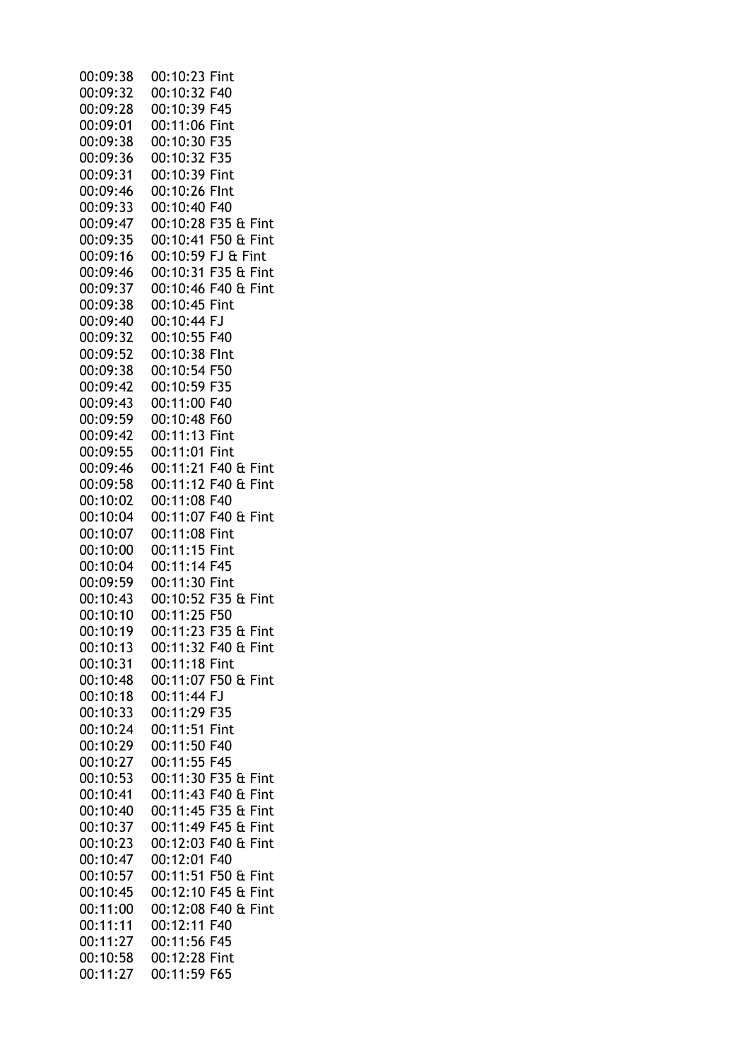| | | |
|---|---|---|
| 00:09:38 | 00:10:23 | Fint |
| 00:09:32 | 00:10:32 | F40 |
| 00:09:28 | 00:10:39 | F45 |
| 00:09:01 | 00:11:06 | Fint |
| 00:09:38 | 00:10:30 | F35 |
| 00:09:36 | 00:10:32 | F35 |
| 00:09:31 | 00:10:39 | Fint |
| 00:09:46 | 00:10:26 | FInt |
| 00:09:33 | 00:10:40 | F40 |
| 00:09:47 | 00:10:28 | F35 & Fint |
| 00:09:35 | 00:10:41 | F50 & Fint |
| 00:09:16 | 00:10:59 | FJ & Fint |
| 00:09:46 | 00:10:31 | F35 & Fint |
| 00:09:37 | 00:10:46 | F40 & Fint |
| 00:09:38 | 00:10:45 | Fint |
| 00:09:40 | 00:10:44 | FJ |
| 00:09:32 | 00:10:55 | F40 |
| 00:09:52 | 00:10:38 | FInt |
| 00:09:38 | 00:10:54 | F50 |
| 00:09:42 | 00:10:59 | F35 |
| 00:09:43 | 00:11:00 | F40 |
| 00:09:59 | 00:10:48 | F60 |
| 00:09:42 | 00:11:13 | Fint |
| 00:09:55 | 00:11:01 | Fint |
| 00:09:46 | 00:11:21 | F40 & Fint |
| 00:09:58 | 00:11:12 | F40 & Fint |
| 00:10:02 | 00:11:08 | F40 |
| 00:10:04 | 00:11:07 | F40 & Fint |
| 00:10:07 | 00:11:08 | Fint |
| 00:10:00 | 00:11:15 | Fint |
| 00:10:04 | 00:11:14 | F45 |
| 00:09:59 | 00:11:30 | Fint |
| 00:10:43 | 00:10:52 | F35 & Fint |
| 00:10:10 | 00:11:25 | F50 |
| 00:10:19 | 00:11:23 | F35 & Fint |
| 00:10:13 | 00:11:32 | F40 & Fint |
| 00:10:31 | 00:11:18 | Fint |
| 00:10:48 | 00:11:07 | F50 & Fint |
| 00:10:18 | 00:11:44 | FJ |
| 00:10:33 | 00:11:29 | F35 |
| 00:10:24 | 00:11:51 | Fint |
| 00:10:29 | 00:11:50 | F40 |
| 00:10:27 | 00:11:55 | F45 |
| 00:10:53 | 00:11:30 | F35 & Fint |
| 00:10:41 | 00:11:43 | F40 & Fint |
| 00:10:40 | 00:11:45 | F35 & Fint |
| 00:10:37 | 00:11:49 | F45 & Fint |
| 00:10:23 | 00:12:03 | F40 & Fint |
| 00:10:47 | 00:12:01 | F40 |
| 00:10:57 | 00:11:51 | F50 & Fint |
| 00:10:45 | 00:12:10 | F45 & Fint |
| 00:11:00 | 00:12:08 | F40 & Fint |
| 00:11:11 | 00:12:11 | F40 |
| 00:11:27 | 00:11:56 | F45 |
| 00:10:58 | 00:12:28 | Fint |
| 00:11:27 | 00:11:59 | F65 |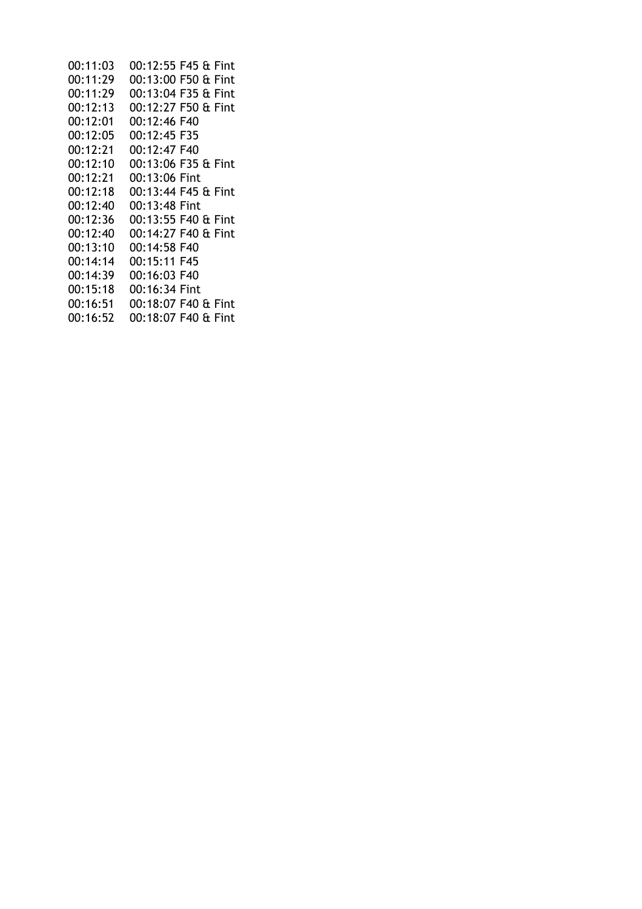| | | |
|---|---|---|
| 00:11:03 | 00:12:55 | F45 & Fint |
| 00:11:29 | 00:13:00 | F50 & Fint |
| 00:11:29 | 00:13:04 | F35 & Fint |
| 00:12:13 | 00:12:27 | F50 & Fint |
| 00:12:01 | 00:12:46 | F40 |
| 00:12:05 | 00:12:45 | F35 |
| 00:12:21 | 00:12:47 | F40 |
| 00:12:10 | 00:13:06 | F35 & Fint |
| 00:12:21 | 00:13:06 | Fint |
| 00:12:18 | 00:13:44 | F45 & Fint |
| 00:12:40 | 00:13:48 | Fint |
| 00:12:36 | 00:13:55 | F40 & Fint |
| 00:12:40 | 00:14:27 | F40 & Fint |
| 00:13:10 | 00:14:58 | F40 |
| 00:14:14 | 00:15:11 | F45 |
| 00:14:39 | 00:16:03 | F40 |
| 00:15:18 | 00:16:34 | Fint |
| 00:16:51 | 00:18:07 | F40 & Fint |
| 00:16:52 | 00:18:07 | F40 & Fint |